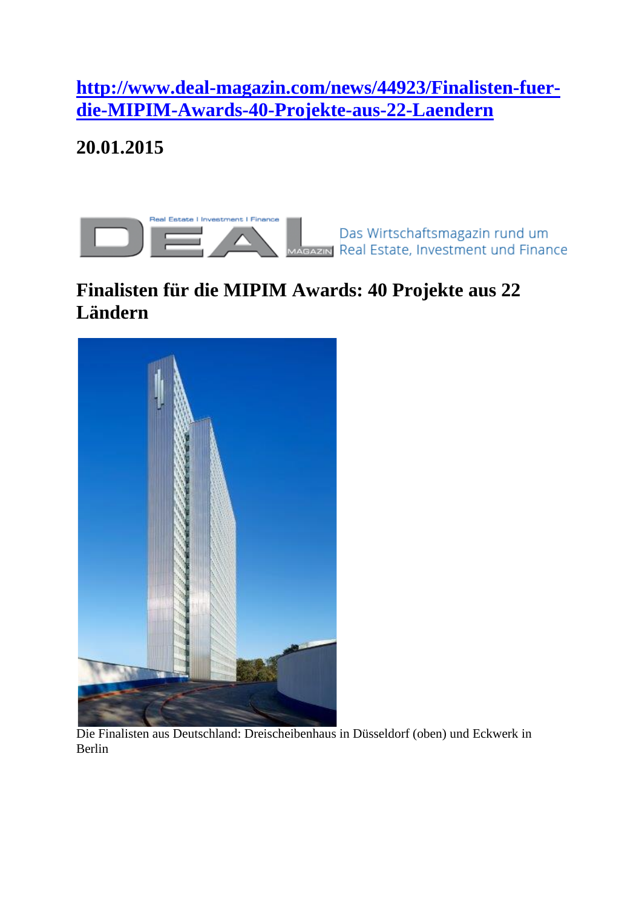[http://www.deal-magazin.com/news/44923/Finalisten-fuer-die-MIPIM-Awards-40-Projekte-aus-22-Laendern](http://www.deal-magazin.com/news/44923/Finalisten-fuer-die-MIPIM-Awards-40-Projekte-aus-22-Laendern)

**20.01.2015**

DEAL Real Estate I Investment I Finance MAGAZIN — Das Wirtschaftsmagazin rund um Real Estate, Investment und Finance

# Finalisten für die MIPIM Awards: 40 Projekte aus 22 Ländern

Die Finalisten aus Deutschland: Dreischeibenhaus in Düsseldorf (oben) und Eckwerk in Berlin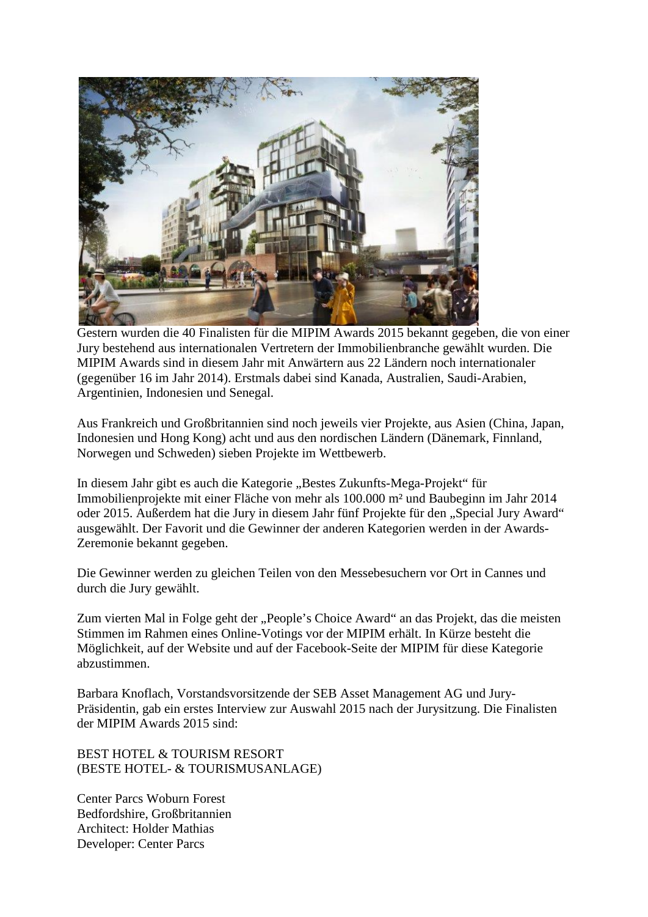Gestern wurden die 40 Finalisten für die MIPIM Awards 2015 bekannt gegeben, die von einer Jury bestehend aus internationalen Vertretern der Immobilienbranche gewählt wurden. Die MIPIM Awards sind in diesem Jahr mit Anwärtern aus 22 Ländern noch internationaler (gegenüber 16 im Jahr 2014). Erstmals dabei sind Kanada, Australien, Saudi-Arabien, Argentinien, Indonesien und Senegal.

Aus Frankreich und Großbritannien sind noch jeweils vier Projekte, aus Asien (China, Japan, Indonesien und Hong Kong) acht und aus den nordischen Ländern (Dänemark, Finnland, Norwegen und Schweden) sieben Projekte im Wettbewerb.

In diesem Jahr gibt es auch die Kategorie „Bestes Zukunfts-Mega-Projekt“ für Immobilienprojekte mit einer Fläche von mehr als 100.000 m² und Baubeginn im Jahr 2014 oder 2015. Außerdem hat die Jury in diesem Jahr fünf Projekte für den „Special Jury Award“ ausgewählt. Der Favorit und die Gewinner der anderen Kategorien werden in der Awards-Zeremonie bekannt gegeben.

Die Gewinner werden zu gleichen Teilen von den Messebesuchern vor Ort in Cannes und durch die Jury gewählt.

Zum vierten Mal in Folge geht der „People's Choice Award“ an das Projekt, das die meisten Stimmen im Rahmen eines Online-Votings vor der MIPIM erhält. In Kürze besteht die Möglichkeit, auf der Website und auf der Facebook-Seite der MIPIM für diese Kategorie abzustimmen.

Barbara Knoflach, Vorstandsvorsitzende der SEB Asset Management AG und Jury-Präsidentin, gab ein erstes Interview zur Auswahl 2015 nach der Jurysitzung. Die Finalisten der MIPIM Awards 2015 sind:

BEST HOTEL & TOURISM RESORT
(BESTE HOTEL- & TOURISMUSANLAGE)

Center Parcs Woburn Forest
Bedfordshire, Großbritannien
Architect: Holder Mathias
Developer: Center Parcs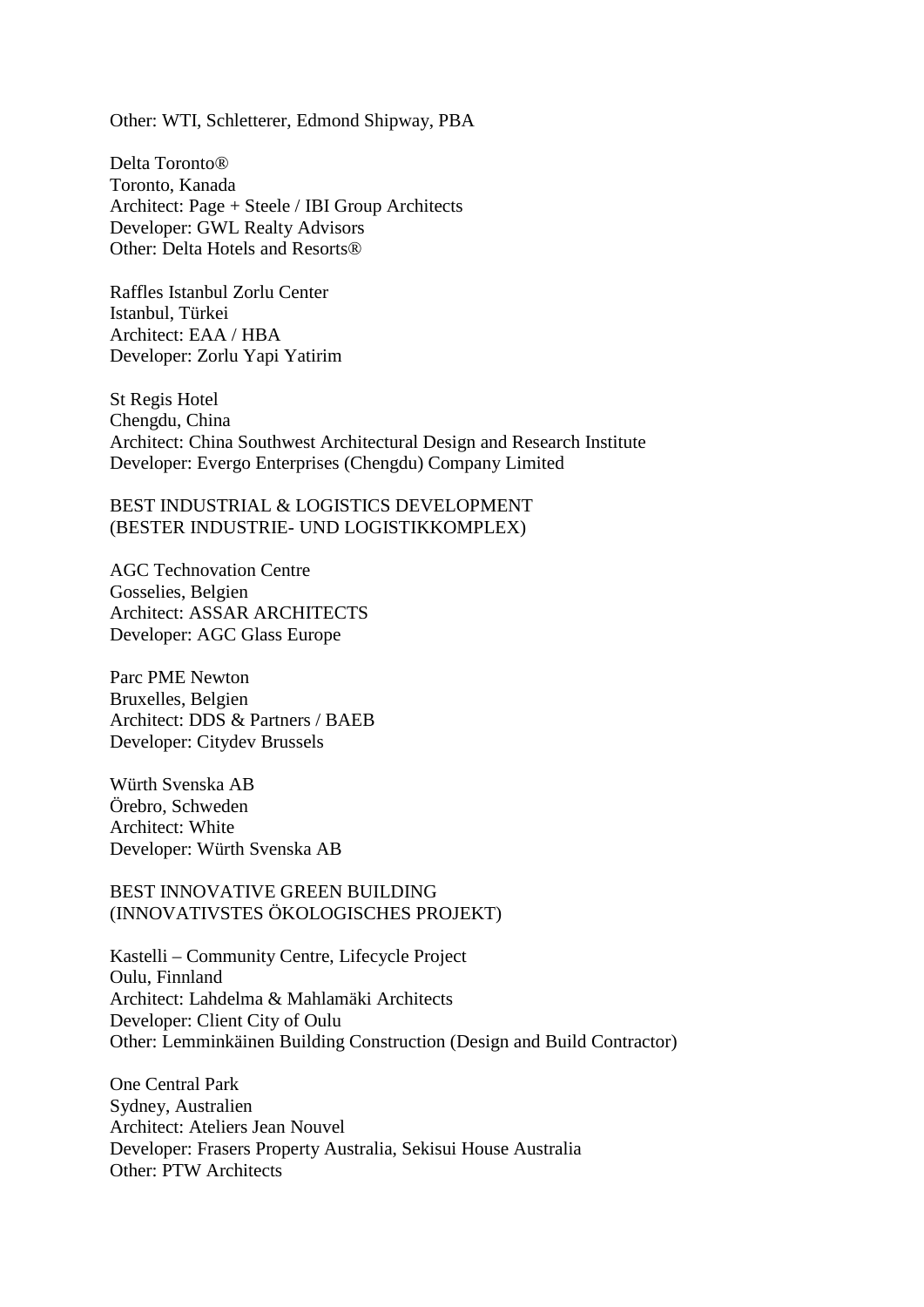Other: WTI, Schletterer, Edmond Shipway, PBA

Delta Toronto®
Toronto, Kanada
Architect: Page + Steele / IBI Group Architects
Developer: GWL Realty Advisors
Other: Delta Hotels and Resorts®

Raffles Istanbul Zorlu Center
Istanbul, Türkei
Architect: EAA / HBA
Developer: Zorlu Yapi Yatirim

St Regis Hotel
Chengdu, China
Architect: China Southwest Architectural Design and Research Institute
Developer: Evergo Enterprises (Chengdu) Company Limited

## BEST INDUSTRIAL & LOGISTICS DEVELOPMENT
## (BESTER INDUSTRIE- UND LOGISTIKKOMPLEX)

AGC Technovation Centre
Gosselies, Belgien
Architect: ASSAR ARCHITECTS
Developer: AGC Glass Europe

Parc PME Newton
Bruxelles, Belgien
Architect: DDS & Partners / BAEB
Developer: Citydev Brussels

Würth Svenska AB
Örebro, Schweden
Architect: White
Developer: Würth Svenska AB

## BEST INNOVATIVE GREEN BUILDING
## (INNOVATIVSTES ÖKOLOGISCHES PROJEKT)

Kastelli – Community Centre, Lifecycle Project
Oulu, Finnland
Architect: Lahdelma & Mahlamäki Architects
Developer: Client City of Oulu
Other: Lemminkäinen Building Construction (Design and Build Contractor)

One Central Park
Sydney, Australien
Architect: Ateliers Jean Nouvel
Developer: Frasers Property Australia, Sekisui House Australia
Other: PTW Architects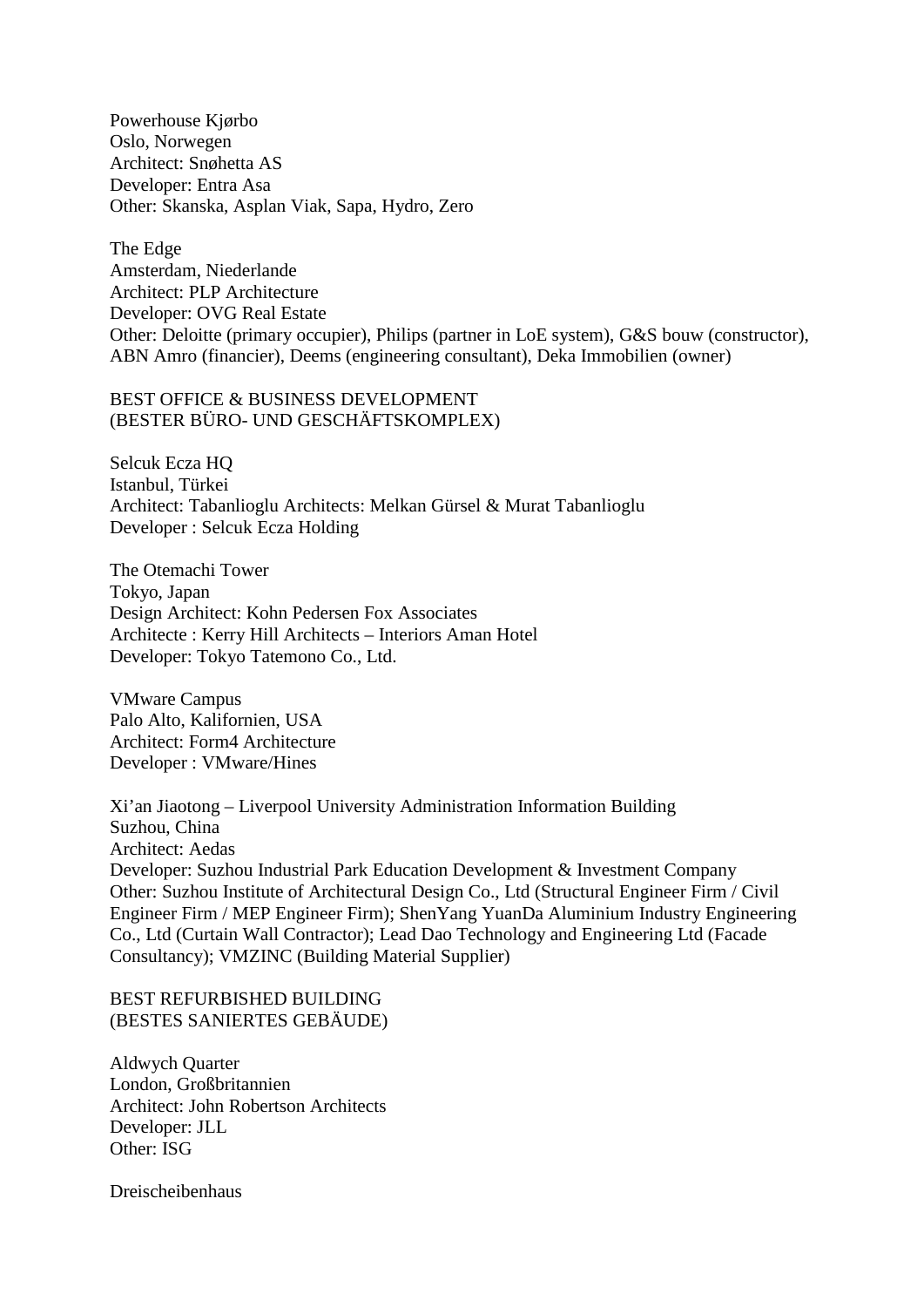Powerhouse Kjørbo
Oslo, Norwegen
Architect: Snøhetta AS
Developer: Entra Asa
Other: Skanska, Asplan Viak, Sapa, Hydro, Zero

The Edge
Amsterdam, Niederlande
Architect: PLP Architecture
Developer: OVG Real Estate
Other: Deloitte (primary occupier), Philips (partner in LoE system), G&S bouw (constructor), ABN Amro (financier), Deems (engineering consultant), Deka Immobilien (owner)

## BEST OFFICE & BUSINESS DEVELOPMENT
## (BESTER BÜRO- UND GESCHÄFTSKOMPLEX)

Selcuk Ecza HQ
Istanbul, Türkei
Architect: Tabanlioglu Architects: Melkan Gürsel & Murat Tabanlioglu
Developer : Selcuk Ecza Holding

The Otemachi Tower
Tokyo, Japan
Design Architect: Kohn Pedersen Fox Associates
Architecte : Kerry Hill Architects – Interiors Aman Hotel
Developer: Tokyo Tatemono Co., Ltd.

VMware Campus
Palo Alto, Kalifornien, USA
Architect: Form4 Architecture
Developer : VMware/Hines

Xi'an Jiaotong – Liverpool University Administration Information Building
Suzhou, China
Architect: Aedas
Developer: Suzhou Industrial Park Education Development & Investment Company
Other: Suzhou Institute of Architectural Design Co., Ltd (Structural Engineer Firm / Civil Engineer Firm / MEP Engineer Firm); ShenYang YuanDa Aluminium Industry Engineering Co., Ltd (Curtain Wall Contractor); Lead Dao Technology and Engineering Ltd (Facade Consultancy); VMZINC (Building Material Supplier)

## BEST REFURBISHED BUILDING
## (BESTES SANIERTES GEBÄUDE)

Aldwych Quarter
London, Großbritannien
Architect: John Robertson Architects
Developer: JLL
Other: ISG

Dreischeibenhaus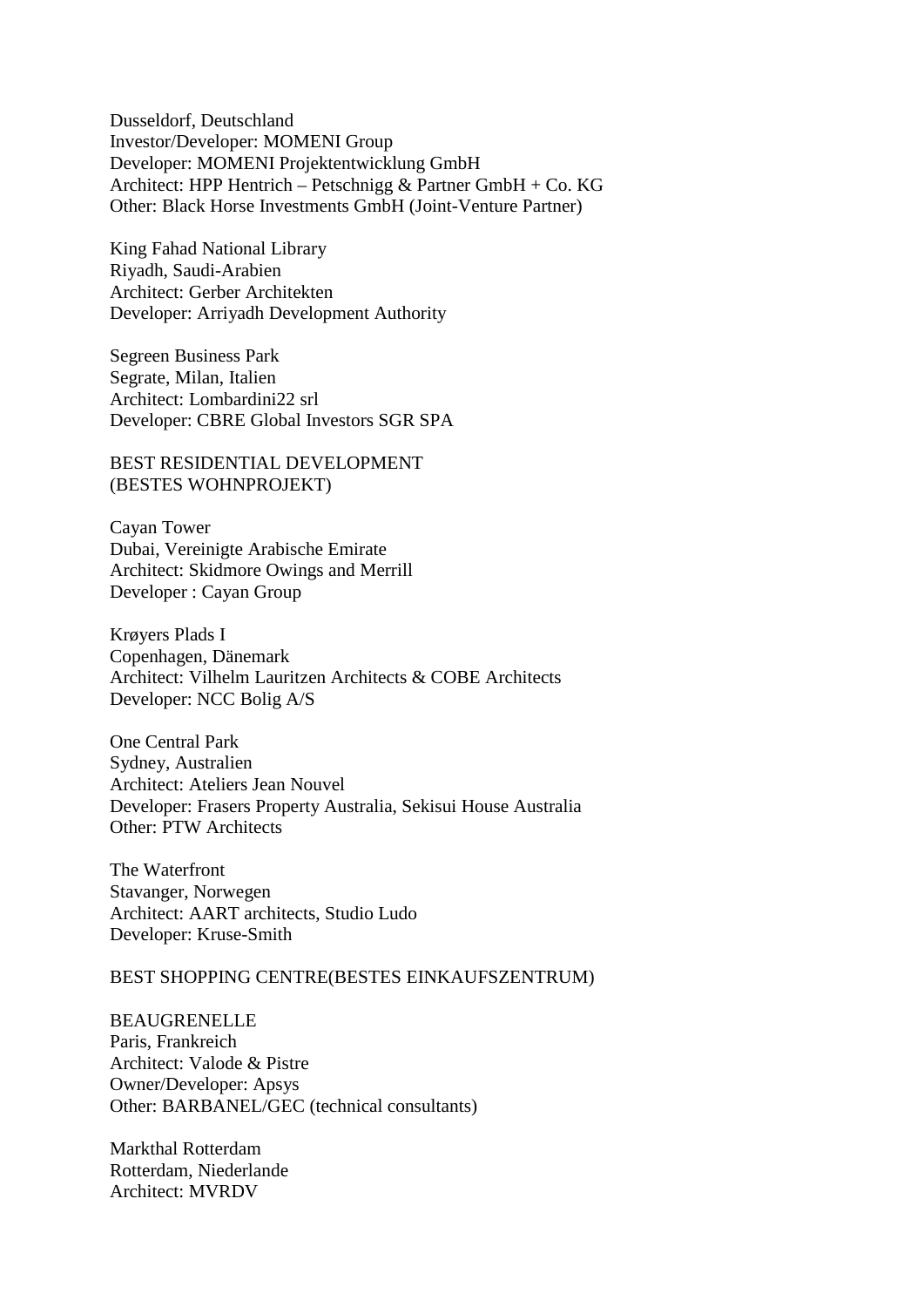Dusseldorf, Deutschland
Investor/Developer: MOMENI Group
Developer: MOMENI Projektentwicklung GmbH
Architect: HPP Hentrich – Petschnigg & Partner GmbH + Co. KG
Other: Black Horse Investments GmbH (Joint-Venture Partner)

King Fahad National Library
Riyadh, Saudi-Arabien
Architect: Gerber Architekten
Developer: Arriyadh Development Authority

Segreen Business Park
Segrate, Milan, Italien
Architect: Lombardini22 srl
Developer: CBRE Global Investors SGR SPA

## BEST RESIDENTIAL DEVELOPMENT (BESTES WOHNPROJEKT)

Cayan Tower
Dubai, Vereinigte Arabische Emirate
Architect: Skidmore Owings and Merrill
Developer : Cayan Group

Krøyers Plads I
Copenhagen, Dänemark
Architect: Vilhelm Lauritzen Architects & COBE Architects
Developer: NCC Bolig A/S

One Central Park
Sydney, Australien
Architect: Ateliers Jean Nouvel
Developer: Frasers Property Australia, Sekisui House Australia
Other: PTW Architects

The Waterfront
Stavanger, Norwegen
Architect: AART architects, Studio Ludo
Developer: Kruse-Smith

## BEST SHOPPING CENTRE(BESTES EINKAUFSZENTRUM)

BEAUGRENELLE
Paris, Frankreich
Architect: Valode & Pistre
Owner/Developer: Apsys
Other: BARBANEL/GEC (technical consultants)

Markthal Rotterdam
Rotterdam, Niederlande
Architect: MVRDV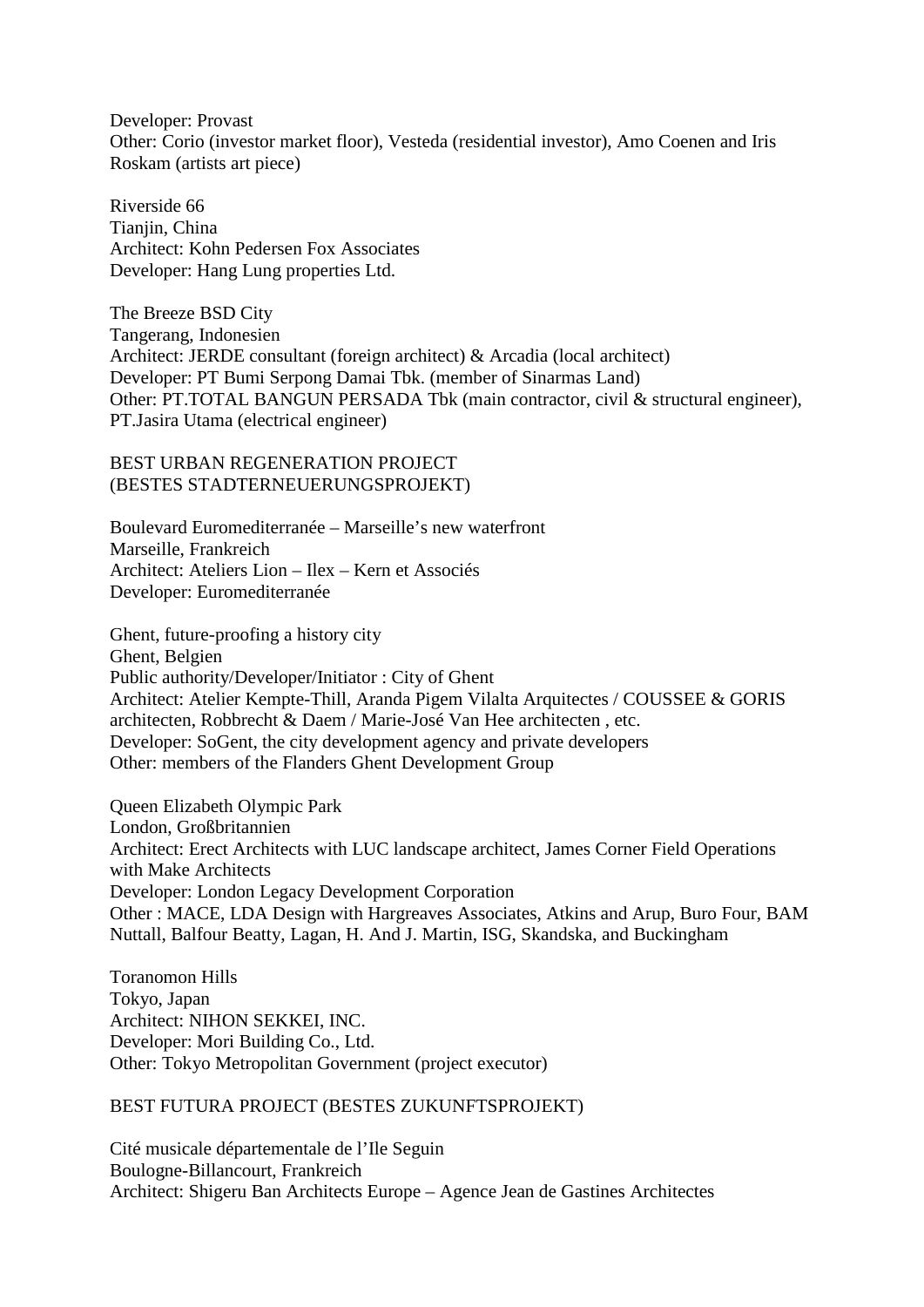Developer: Provast
Other: Corio (investor market floor), Vesteda (residential investor), Amo Coenen and Iris Roskam (artists art piece)

Riverside 66
Tianjin, China
Architect: Kohn Pedersen Fox Associates
Developer: Hang Lung properties Ltd.

The Breeze BSD City
Tangerang, Indonesien
Architect: JERDE consultant (foreign architect) & Arcadia (local architect)
Developer: PT Bumi Serpong Damai Tbk. (member of Sinarmas Land)
Other: PT.TOTAL BANGUN PERSADA Tbk (main contractor, civil & structural engineer), PT.Jasira Utama (electrical engineer)

BEST URBAN REGENERATION PROJECT
(BESTES STADTERNEUERUNGSPROJEKT)

Boulevard Euromediterranée – Marseille's new waterfront
Marseille, Frankreich
Architect: Ateliers Lion – Ilex – Kern et Associés
Developer: Euromediterranée

Ghent, future-proofing a history city
Ghent, Belgien
Public authority/Developer/Initiator : City of Ghent
Architect: Atelier Kempte-Thill, Aranda Pigem Vilalta Arquitectes / COUSSEE & GORIS architecten, Robbrecht & Daem / Marie-José Van Hee architecten , etc.
Developer: SoGent, the city development agency and private developers
Other: members of the Flanders Ghent Development Group

Queen Elizabeth Olympic Park
London, Großbritannien
Architect: Erect Architects with LUC landscape architect, James Corner Field Operations with Make Architects
Developer: London Legacy Development Corporation
Other : MACE, LDA Design with Hargreaves Associates, Atkins and Arup, Buro Four, BAM Nuttall, Balfour Beatty, Lagan, H. And J. Martin, ISG, Skandska, and Buckingham

Toranomon Hills
Tokyo, Japan
Architect: NIHON SEKKEI, INC.
Developer: Mori Building Co., Ltd.
Other: Tokyo Metropolitan Government (project executor)

BEST FUTURA PROJECT (BESTES ZUKUNFTSPROJEKT)

Cité musicale départementale de l'Ile Seguin
Boulogne-Billancourt, Frankreich
Architect: Shigeru Ban Architects Europe – Agence Jean de Gastines Architectes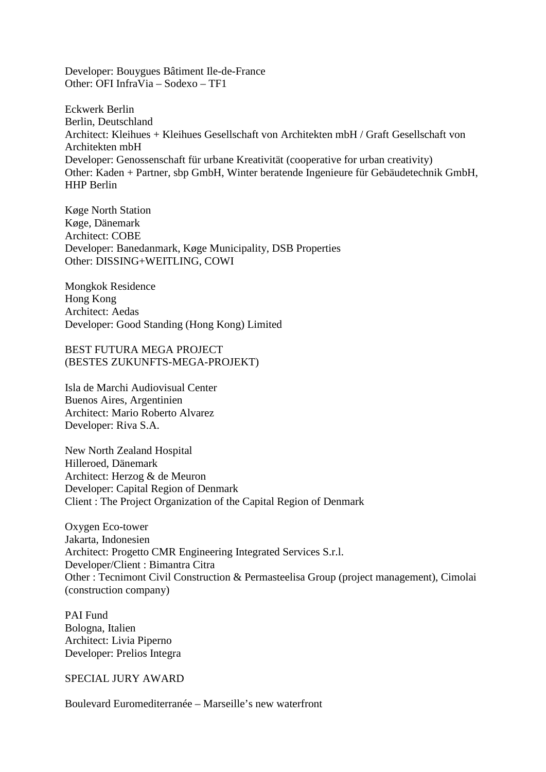Developer: Bouygues Bâtiment Ile-de-France
Other: OFI InfraVia – Sodexo – TF1

Eckwerk Berlin
Berlin, Deutschland
Architect: Kleihues + Kleihues Gesellschaft von Architekten mbH / Graft Gesellschaft von Architekten mbH
Developer: Genossenschaft für urbane Kreativität (cooperative for urban creativity)
Other: Kaden + Partner, sbp GmbH, Winter beratende Ingenieure für Gebäudetechnik GmbH, HHP Berlin

Køge North Station
Køge, Dänemark
Architect: COBE
Developer: Banedanmark, Køge Municipality, DSB Properties
Other: DISSING+WEITLING, COWI

Mongkok Residence
Hong Kong
Architect: Aedas
Developer: Good Standing (Hong Kong) Limited

BEST FUTURA MEGA PROJECT
(BESTES ZUKUNFTS-MEGA-PROJEKT)

Isla de Marchi Audiovisual Center
Buenos Aires, Argentinien
Architect: Mario Roberto Alvarez
Developer: Riva S.A.

New North Zealand Hospital
Hilleroed, Dänemark
Architect: Herzog & de Meuron
Developer: Capital Region of Denmark
Client : The Project Organization of the Capital Region of Denmark

Oxygen Eco-tower
Jakarta, Indonesien
Architect: Progetto CMR Engineering Integrated Services S.r.l.
Developer/Client : Bimantra Citra
Other : Tecnimont Civil Construction & Permasteelisa Group (project management), Cimolai (construction company)

PAI Fund
Bologna, Italien
Architect: Livia Piperno
Developer: Prelios Integra

SPECIAL JURY AWARD

Boulevard Euromediterranée – Marseille's new waterfront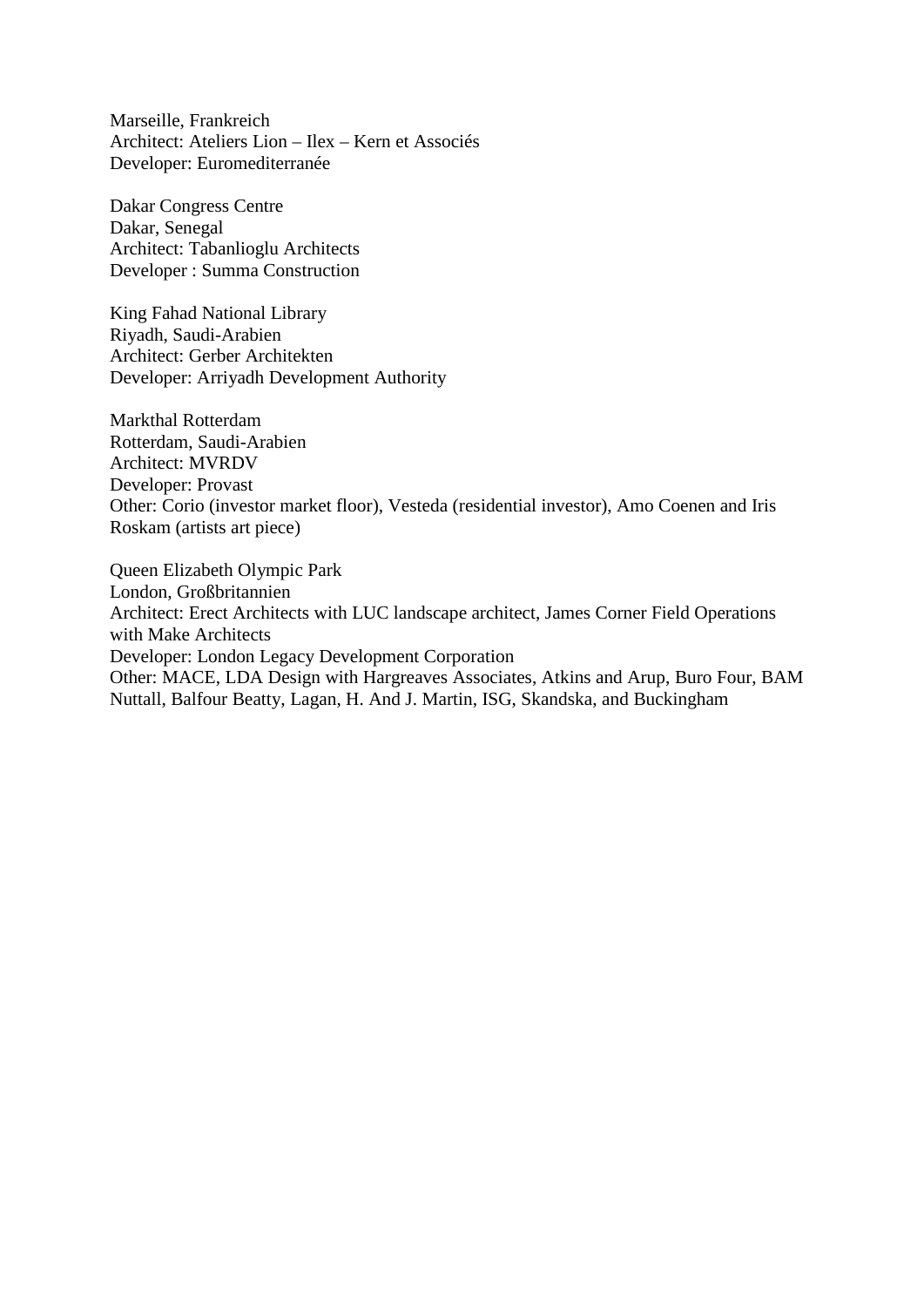Marseille, Frankreich
Architect: Ateliers Lion – Ilex – Kern et Associés
Developer: Euromediterranée

Dakar Congress Centre
Dakar, Senegal
Architect: Tabanlioglu Architects
Developer : Summa Construction

King Fahad National Library
Riyadh, Saudi-Arabien
Architect: Gerber Architekten
Developer: Arriyadh Development Authority

Markthal Rotterdam
Rotterdam, Saudi-Arabien
Architect: MVRDV
Developer: Provast
Other: Corio (investor market floor), Vesteda (residential investor), Amo Coenen and Iris Roskam (artists art piece)

Queen Elizabeth Olympic Park
London, Großbritannien
Architect: Erect Architects with LUC landscape architect, James Corner Field Operations with Make Architects
Developer: London Legacy Development Corporation
Other: MACE, LDA Design with Hargreaves Associates, Atkins and Arup, Buro Four, BAM Nuttall, Balfour Beatty, Lagan, H. And J. Martin, ISG, Skandska, and Buckingham